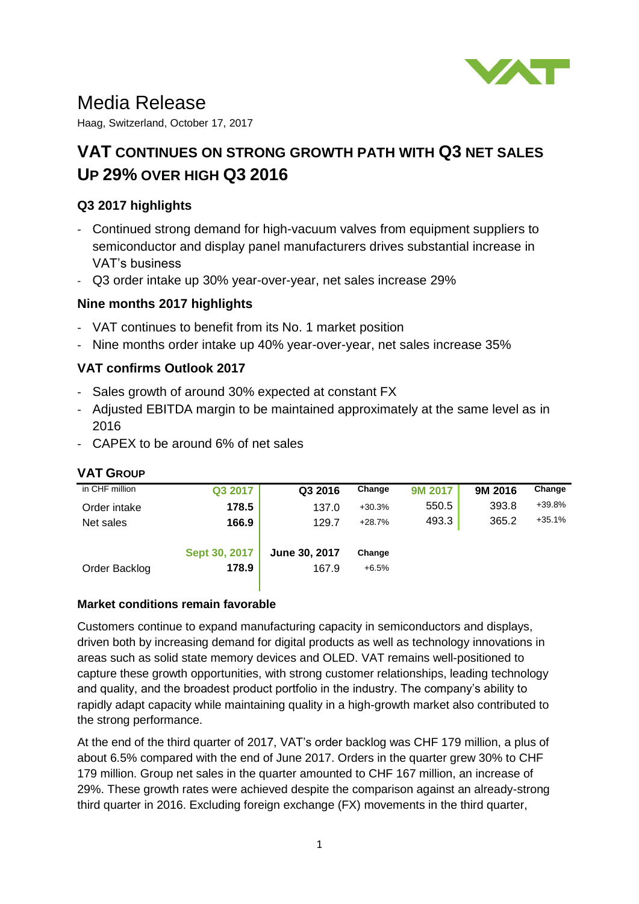# Media Release

Haag, Switzerland, October 17, 2017

## VAT CONTINUES ON STRONG GROWTH PATH WITH Q3 NET SALES UP 29% OVER HIGH Q3 2016

### Q3 2017 highlights

- Continued strong demand for high-vacuum valves from equipment suppliers to semiconductor and display panel manufacturers drives substantial increase in VAT's business
- Q3 order intake up 30% year-over-year, net sales increase 29%

### Nine months 2017 highlights

- VAT continues to benefit from its No. 1 market position
- Nine months order intake up 40% year-over-year, net sales increase 35%

### VAT confirms Outlook 2017

- Sales growth of around 30% expected at constant FX
- Adjusted EBITDA margin to be maintained approximately at the same level as in 2016
- CAPEX to be around 6% of net sales

### VAT GROUP

| in CHF million | Q3 2017 | Q3 2016 | Change | 9M 2017 | 9M 2016 | Change |
|---|---|---|---|---|---|---|
| Order intake | **178.5** | 137.0 | +30.3% | 550.5 | 393.8 | +39.8% |
| Net sales | **166.9** | 129.7 | +28.7% | 493.3 | 365.2 | +35.1% |
| | **Sept 30, 2017** | **June 30, 2017** | **Change** | | | |
| Order Backlog | **178.9** | 167.9 | +6.5% | | | |

**Market conditions remain favorable**

Customers continue to expand manufacturing capacity in semiconductors and displays, driven both by increasing demand for digital products as well as technology innovations in areas such as solid state memory devices and OLED. VAT remains well-positioned to capture these growth opportunities, with strong customer relationships, leading technology and quality, and the broadest product portfolio in the industry. The company's ability to rapidly adapt capacity while maintaining quality in a high-growth market also contributed to the strong performance.

At the end of the third quarter of 2017, VAT's order backlog was CHF 179 million, a plus of about 6.5% compared with the end of June 2017. Orders in the quarter grew 30% to CHF 179 million. Group net sales in the quarter amounted to CHF 167 million, an increase of 29%. These growth rates were achieved despite the comparison against an already-strong third quarter in 2016. Excluding foreign exchange (FX) movements in the third quarter,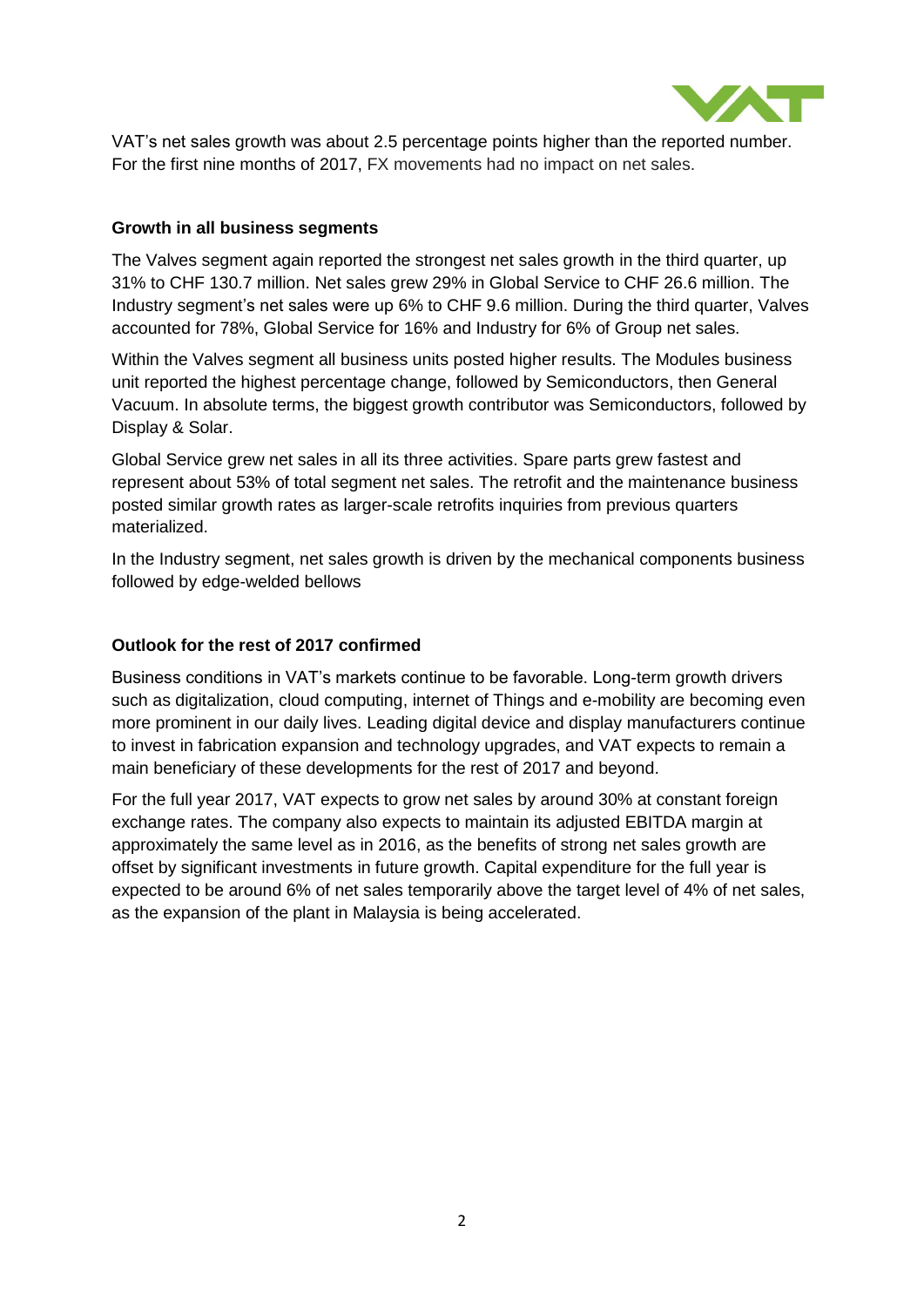VAT's net sales growth was about 2.5 percentage points higher than the reported number. For the first nine months of 2017, FX movements had no impact on net sales.

**Growth in all business segments**

The Valves segment again reported the strongest net sales growth in the third quarter, up 31% to CHF 130.7 million. Net sales grew 29% in Global Service to CHF 26.6 million. The Industry segment's net sales were up 6% to CHF 9.6 million. During the third quarter, Valves accounted for 78%, Global Service for 16% and Industry for 6% of Group net sales.

Within the Valves segment all business units posted higher results. The Modules business unit reported the highest percentage change, followed by Semiconductors, then General Vacuum. In absolute terms, the biggest growth contributor was Semiconductors, followed by Display & Solar.

Global Service grew net sales in all its three activities. Spare parts grew fastest and represent about 53% of total segment net sales. The retrofit and the maintenance business posted similar growth rates as larger-scale retrofits inquiries from previous quarters materialized.

In the Industry segment, net sales growth is driven by the mechanical components business followed by edge-welded bellows

**Outlook for the rest of 2017 confirmed**

Business conditions in VAT's markets continue to be favorable. Long-term growth drivers such as digitalization, cloud computing, internet of Things and e-mobility are becoming even more prominent in our daily lives. Leading digital device and display manufacturers continue to invest in fabrication expansion and technology upgrades, and VAT expects to remain a main beneficiary of these developments for the rest of 2017 and beyond.

For the full year 2017, VAT expects to grow net sales by around 30% at constant foreign exchange rates. The company also expects to maintain its adjusted EBITDA margin at approximately the same level as in 2016, as the benefits of strong net sales growth are offset by significant investments in future growth. Capital expenditure for the full year is expected to be around 6% of net sales temporarily above the target level of 4% of net sales, as the expansion of the plant in Malaysia is being accelerated.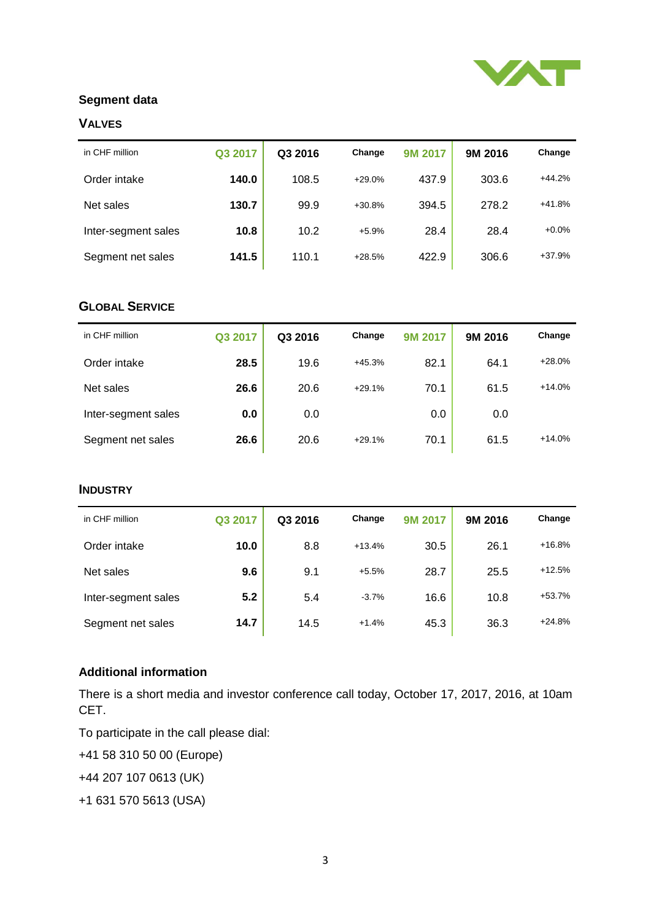## Segment data

### VALVES

| in CHF million | Q3 2017 | Q3 2016 | Change | 9M 2017 | 9M 2016 | Change |
|---|---|---|---|---|---|---|
| Order intake | **140.0** | 108.5 | +29.0% | 437.9 | 303.6 | +44.2% |
| Net sales | **130.7** | 99.9 | +30.8% | 394.5 | 278.2 | +41.8% |
| Inter-segment sales | **10.8** | 10.2 | +5.9% | 28.4 | 28.4 | +0.0% |
| Segment net sales | **141.5** | 110.1 | +28.5% | 422.9 | 306.6 | +37.9% |

### GLOBAL SERVICE

| in CHF million | Q3 2017 | Q3 2016 | Change | 9M 2017 | 9M 2016 | Change |
|---|---|---|---|---|---|---|
| Order intake | **28.5** | 19.6 | +45.3% | 82.1 | 64.1 | +28.0% |
| Net sales | **26.6** | 20.6 | +29.1% | 70.1 | 61.5 | +14.0% |
| Inter-segment sales | **0.0** | 0.0 | | 0.0 | 0.0 | |
| Segment net sales | **26.6** | 20.6 | +29.1% | 70.1 | 61.5 | +14.0% |

### INDUSTRY

| in CHF million | Q3 2017 | Q3 2016 | Change | 9M 2017 | 9M 2016 | Change |
|---|---|---|---|---|---|---|
| Order intake | **10.0** | 8.8 | +13.4% | 30.5 | 26.1 | +16.8% |
| Net sales | **9.6** | 9.1 | +5.5% | 28.7 | 25.5 | +12.5% |
| Inter-segment sales | **5.2** | 5.4 | -3.7% | 16.6 | 10.8 | +53.7% |
| Segment net sales | **14.7** | 14.5 | +1.4% | 45.3 | 36.3 | +24.8% |

### Additional information

There is a short media and investor conference call today, October 17, 2017, 2016, at 10am CET.

To participate in the call please dial:

+41 58 310 50 00 (Europe)

+44 207 107 0613 (UK)

+1 631 570 5613 (USA)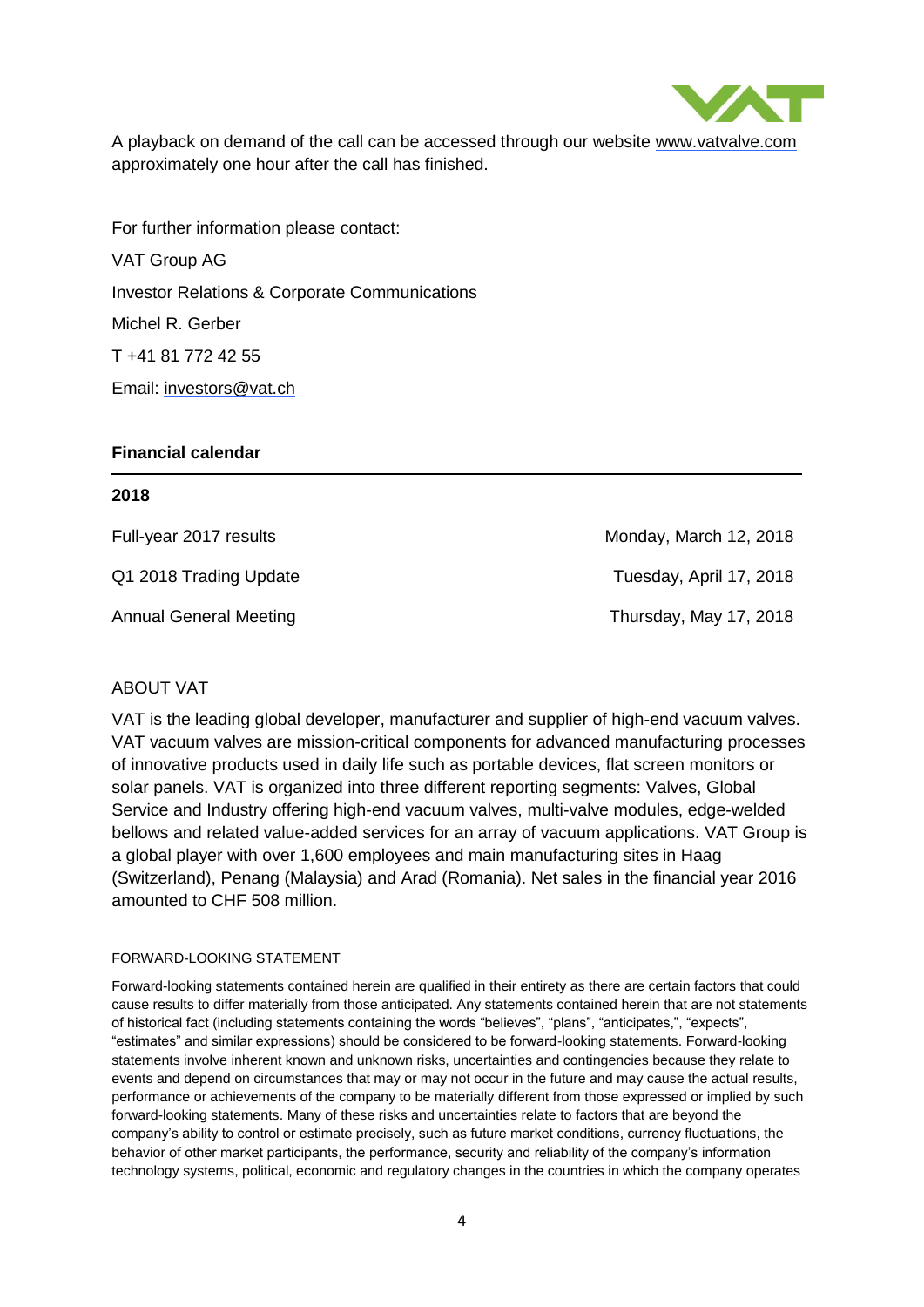A playback on demand of the call can be accessed through our website [www.vatvalve.com](http://www.vatvalve.com) approximately one hour after the call has finished.

For further information please contact:

VAT Group AG

Investor Relations & Corporate Communications

Michel R. Gerber

T +41 81 772 42 55

Email: [investors@vat.ch](mailto:investors@vat.ch)

## Financial calendar

| 2018 | |
|---|---|
| Full-year 2017 results | Monday, March 12, 2018 |
| Q1 2018 Trading Update | Tuesday, April 17, 2018 |
| Annual General Meeting | Thursday, May 17, 2018 |

ABOUT VAT

VAT is the leading global developer, manufacturer and supplier of high-end vacuum valves. VAT vacuum valves are mission-critical components for advanced manufacturing processes of innovative products used in daily life such as portable devices, flat screen monitors or solar panels. VAT is organized into three different reporting segments: Valves, Global Service and Industry offering high-end vacuum valves, multi-valve modules, edge-welded bellows and related value-added services for an array of vacuum applications. VAT Group is a global player with over 1,600 employees and main manufacturing sites in Haag (Switzerland), Penang (Malaysia) and Arad (Romania). Net sales in the financial year 2016 amounted to CHF 508 million.

FORWARD-LOOKING STATEMENT

Forward-looking statements contained herein are qualified in their entirety as there are certain factors that could cause results to differ materially from those anticipated. Any statements contained herein that are not statements of historical fact (including statements containing the words "believes", "plans", "anticipates,", "expects", "estimates" and similar expressions) should be considered to be forward-looking statements. Forward-looking statements involve inherent known and unknown risks, uncertainties and contingencies because they relate to events and depend on circumstances that may or may not occur in the future and may cause the actual results, performance or achievements of the company to be materially different from those expressed or implied by such forward-looking statements. Many of these risks and uncertainties relate to factors that are beyond the company's ability to control or estimate precisely, such as future market conditions, currency fluctuations, the behavior of other market participants, the performance, security and reliability of the company's information technology systems, political, economic and regulatory changes in the countries in which the company operates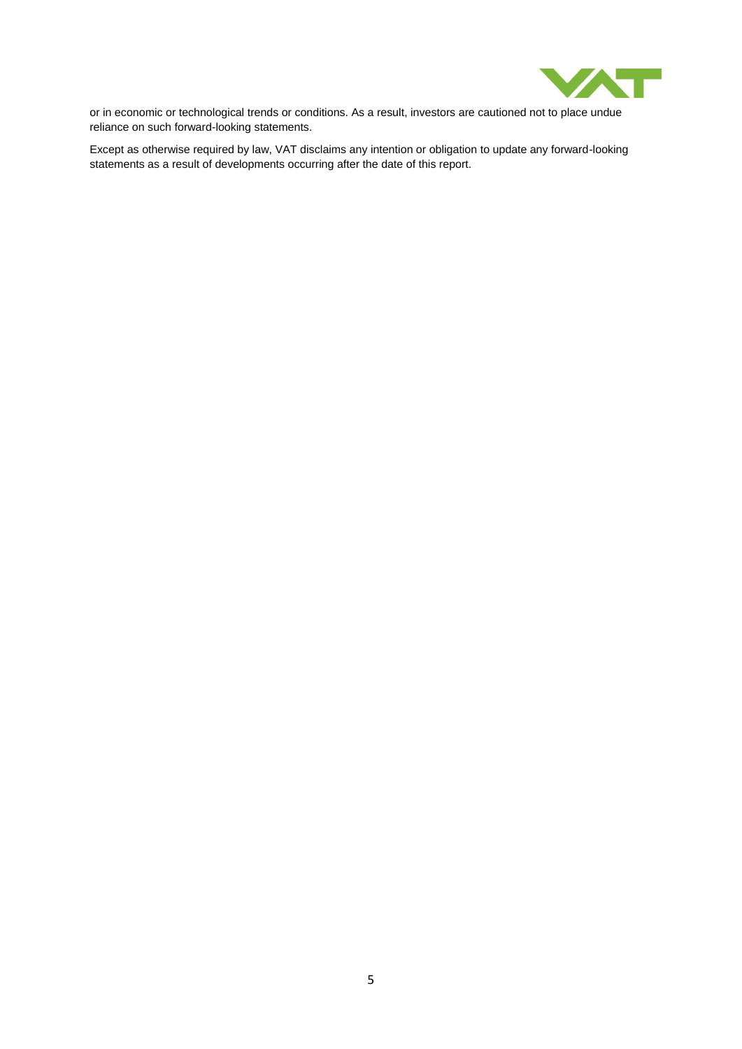or in economic or technological trends or conditions. As a result, investors are cautioned not to place undue reliance on such forward-looking statements.

Except as otherwise required by law, VAT disclaims any intention or obligation to update any forward-looking statements as a result of developments occurring after the date of this report.